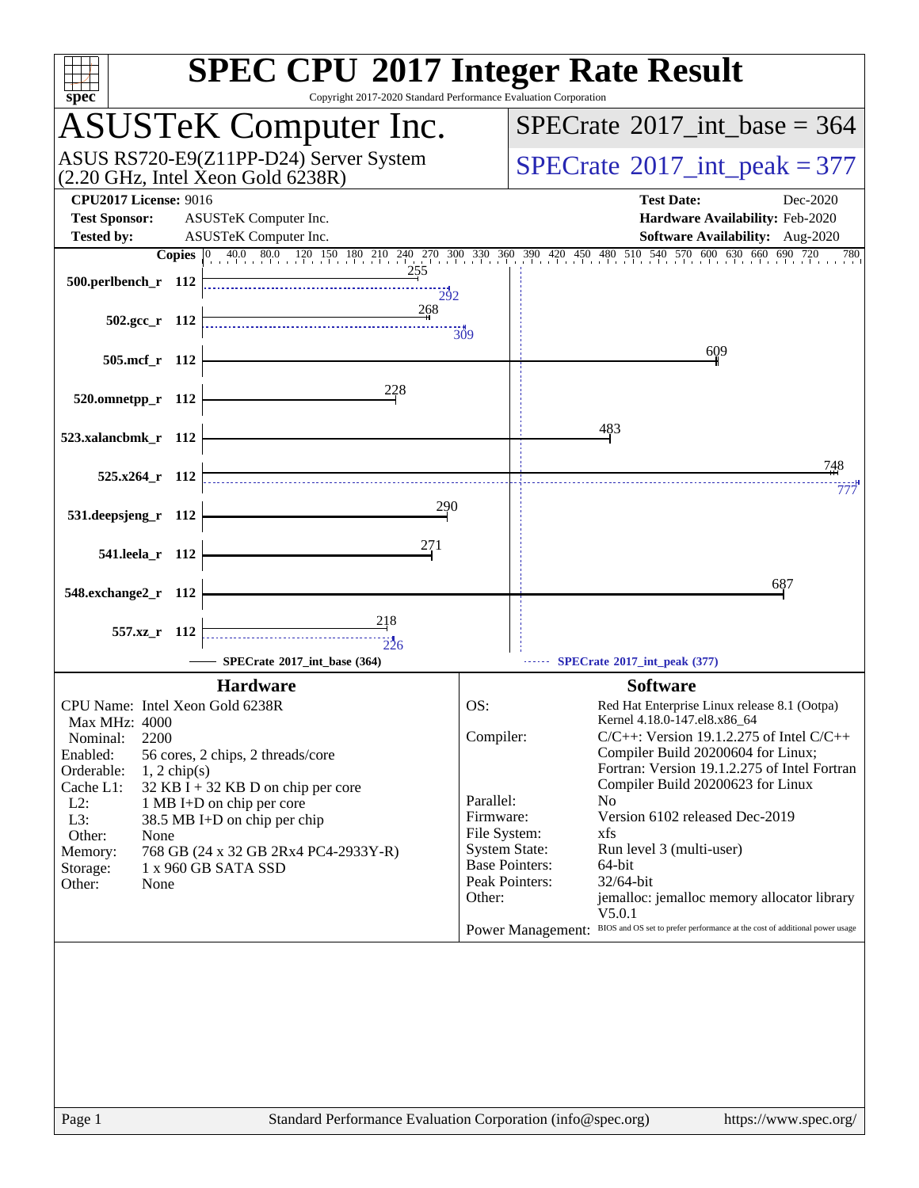# SPEC CPU 2017 Integer Rate Result

Copyright 2017-2020 Standard Performance Evaluation Corporation

## ASUSTeK Computer Inc.

ASUS RS720-E9(Z11PP-D24) Server System
(2.20 GHz, Intel Xeon Gold 6238R)

SPECrate 2017_int_base = 364

SPECrate 2017_int_peak = 377

**CPU2017 License:** 9016
**Test Sponsor:** ASUSTeK Computer Inc.
**Tested by:** ASUSTeK Computer Inc.

**Test Date:** Dec-2020
**Hardware Availability:** Feb-2020
**Software Availability:** Aug-2020

| Benchmark | Copies | Base | Peak |
|---|---|---|---|
| 500.perlbench_r | 112 | 255 | 292 |
| 502.gcc_r | 112 | 268 | 309 |
| 505.mcf_r | 112 | 609 | |
| 520.omnetpp_r | 112 | 228 | |
| 523.xalancbmk_r | 112 | 483 | |
| 525.x264_r | 112 | 748 | 777 |
| 531.deepsjeng_r | 112 | 290 | |
| 541.leela_r | 112 | 271 | |
| 548.exchange2_r | 112 | 687 | |
| 557.xz_r | 112 | 218 | 226 |

SPECrate 2017_int_base (364) —— SPECrate 2017_int_peak (377)

### Hardware

- CPU Name: Intel Xeon Gold 6238R
- Max MHz: 4000
- Nominal: 2200
- Enabled: 56 cores, 2 chips, 2 threads/core
- Orderable: 1, 2 chip(s)
- Cache L1: 32 KB I + 32 KB D on chip per core
- L2: 1 MB I+D on chip per core
- L3: 38.5 MB I+D on chip per chip
- Other: None
- Memory: 768 GB (24 x 32 GB 2Rx4 PC4-2933Y-R)
- Storage: 1 x 960 GB SATA SSD
- Other: None

### Software

- OS: Red Hat Enterprise Linux release 8.1 (Ootpa) Kernel 4.18.0-147.el8.x86_64
- Compiler: C/C++: Version 19.1.2.275 of Intel C/C++ Compiler Build 20200604 for Linux; Fortran: Version 19.1.2.275 of Intel Fortran Compiler Build 20200623 for Linux
- Parallel: No
- Firmware: Version 6102 released Dec-2019
- File System: xfs
- System State: Run level 3 (multi-user)
- Base Pointers: 64-bit
- Peak Pointers: 32/64-bit
- Other: jemalloc: jemalloc memory allocator library V5.0.1
- Power Management: BIOS and OS set to prefer performance at the cost of additional power usage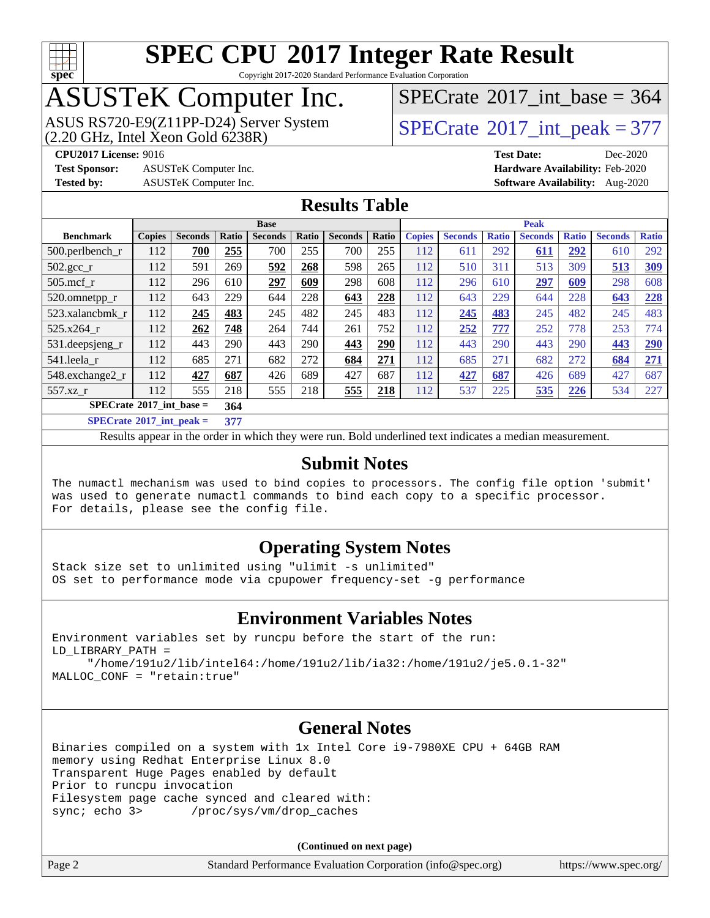# SPEC CPU 2017 Integer Rate Result

Copyright 2017-2020 Standard Performance Evaluation Corporation

## ASUSTeK Computer Inc.

ASUS RS720-E9(Z11PP-D24) Server System
(2.20 GHz, Intel Xeon Gold 6238R)

SPECrate 2017_int_base = 364

SPECrate 2017_int_peak = 377

**CPU2017 License:** 9016
**Test Sponsor:** ASUSTeK Computer Inc.
**Tested by:** ASUSTeK Computer Inc.

**Test Date:** Dec-2020
**Hardware Availability:** Feb-2020
**Software Availability:** Aug-2020

## Results Table

| Benchmark | Base | | | | | | | Peak | | | | | | |
|---|---|---|---|---|---|---|---|---|---|---|---|---|---|---|
| | Copies | Seconds | Ratio | Seconds | Ratio | Seconds | Ratio | Copies | Seconds | Ratio | Seconds | Ratio | Seconds | Ratio |
| 500.perlbench_r | 112 | **700** | **255** | 700 | 255 | 700 | 255 | 112 | 611 | 292 | **611** | **292** | 610 | 292 |
| 502.gcc_r | 112 | 591 | 269 | **592** | **268** | 598 | 265 | 112 | 510 | 311 | 513 | 309 | **513** | **309** |
| 505.mcf_r | 112 | 296 | 610 | **297** | **609** | 298 | 608 | 112 | 296 | 610 | **297** | **609** | 298 | 608 |
| 520.omnetpp_r | 112 | 643 | 229 | 644 | 228 | **643** | **228** | 112 | 643 | 229 | 644 | 228 | **643** | **228** |
| 523.xalancbmk_r | 112 | **245** | **483** | 245 | 482 | 245 | 483 | 112 | **245** | **483** | 245 | 482 | 245 | 483 |
| 525.x264_r | 112 | **262** | **748** | 264 | 744 | 261 | 752 | 112 | **252** | **777** | 252 | 778 | 253 | 774 |
| 531.deepsjeng_r | 112 | 443 | 290 | 443 | 290 | **443** | **290** | 112 | 443 | 290 | 443 | 290 | **443** | **290** |
| 541.leela_r | 112 | 685 | 271 | 682 | 272 | **684** | **271** | 112 | 685 | 271 | 682 | 272 | **684** | **271** |
| 548.exchange2_r | 112 | **427** | **687** | 426 | 689 | 427 | 687 | 112 | **427** | **687** | 426 | 689 | 427 | 687 |
| 557.xz_r | 112 | 555 | 218 | 555 | 218 | **555** | **218** | 112 | 537 | 225 | **535** | **226** | 534 | 227 |

**SPECrate 2017_int_base = 364**

**SPECrate 2017_int_peak = 377**

Results appear in the order in which they were run. Bold underlined text indicates a median measurement.

## Submit Notes

```
The numactl mechanism was used to bind copies to processors. The config file option 'submit'
was used to generate numactl commands to bind each copy to a specific processor.
For details, please see the config file.
```

## Operating System Notes

```
Stack size set to unlimited using "ulimit -s unlimited"
OS set to performance mode via cpupower frequency-set -g performance
```

## Environment Variables Notes

```
Environment variables set by runcpu before the start of the run:
LD_LIBRARY_PATH =
     "/home/191u2/lib/intel64:/home/191u2/lib/ia32:/home/191u2/je5.0.1-32"
MALLOC_CONF = "retain:true"
```

## General Notes

```
Binaries compiled on a system with 1x Intel Core i9-7980XE CPU + 64GB RAM
memory using Redhat Enterprise Linux 8.0
Transparent Huge Pages enabled by default
Prior to runcpu invocation
Filesystem page cache synced and cleared with:
sync; echo 3>       /proc/sys/vm/drop_caches
```

**(Continued on next page)**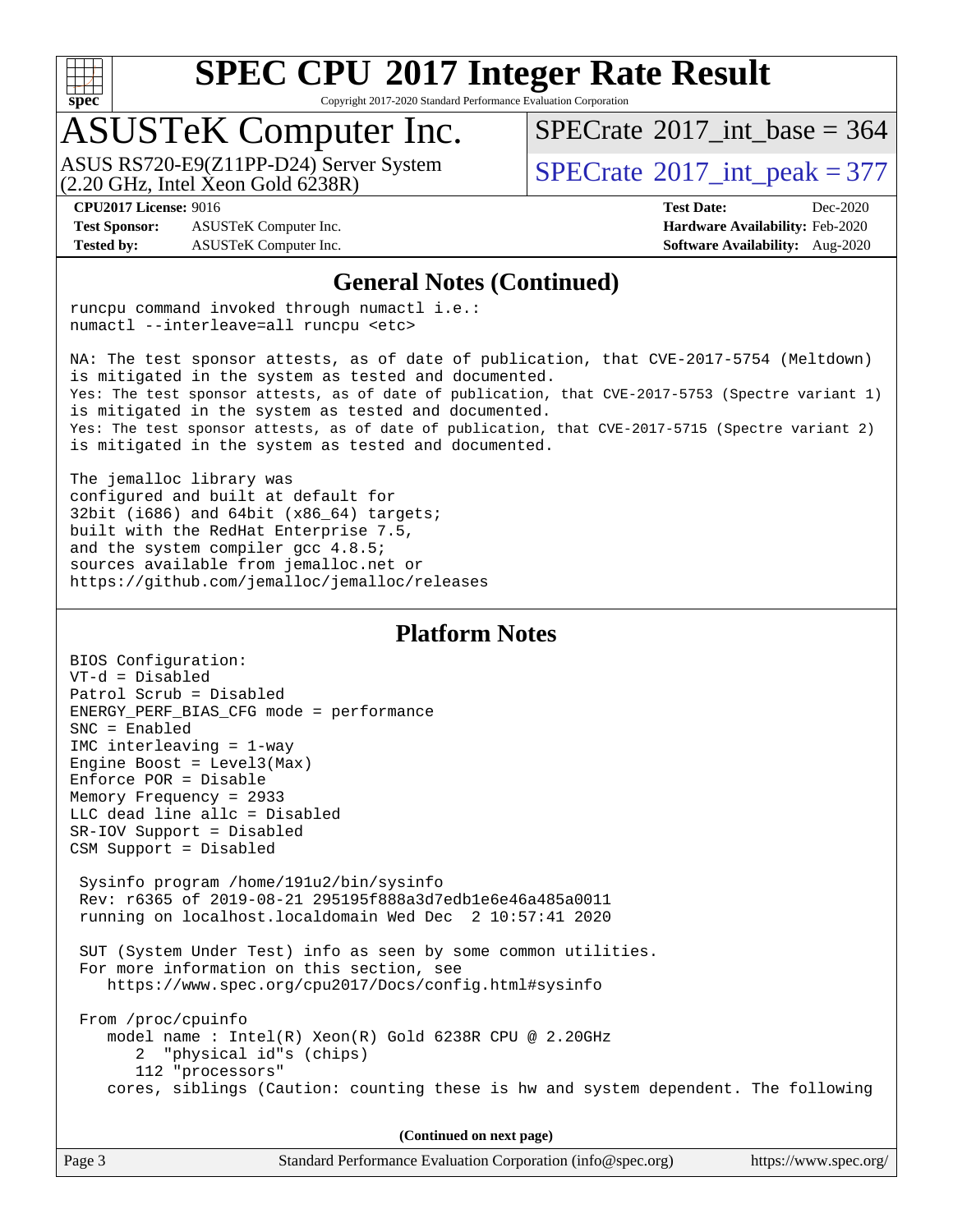# SPEC CPU 2017 Integer Rate Result

Copyright 2017-2020 Standard Performance Evaluation Corporation

## ASUSTeK Computer Inc.

ASUS RS720-E9(Z11PP-D24) Server System (2.20 GHz, Intel Xeon Gold 6238R)

SPECrate 2017_int_base = 364

SPECrate 2017_int_peak = 377

**CPU2017 License:** 9016
**Test Sponsor:** ASUSTeK Computer Inc.
**Tested by:** ASUSTeK Computer Inc.

**Test Date:** Dec-2020
**Hardware Availability:** Feb-2020
**Software Availability:** Aug-2020

### General Notes (Continued)

```
runcpu command invoked through numactl i.e.:
numactl --interleave=all runcpu <etc>

NA: The test sponsor attests, as of date of publication, that CVE-2017-5754 (Meltdown)
is mitigated in the system as tested and documented.
Yes: The test sponsor attests, as of date of publication, that CVE-2017-5753 (Spectre variant 1)
is mitigated in the system as tested and documented.
Yes: The test sponsor attests, as of date of publication, that CVE-2017-5715 (Spectre variant 2)
is mitigated in the system as tested and documented.

The jemalloc library was
configured and built at default for
32bit (i686) and 64bit (x86_64) targets;
built with the RedHat Enterprise 7.5,
and the system compiler gcc 4.8.5;
sources available from jemalloc.net or
https://github.com/jemalloc/jemalloc/releases
```

### Platform Notes

```
BIOS Configuration:
VT-d = Disabled
Patrol Scrub = Disabled
ENERGY_PERF_BIAS_CFG mode = performance
SNC = Enabled
IMC interleaving = 1-way
Engine Boost = Level3(Max)
Enforce POR = Disable
Memory Frequency = 2933
LLC dead line allc = Disabled
SR-IOV Support = Disabled
CSM Support = Disabled

 Sysinfo program /home/191u2/bin/sysinfo
 Rev: r6365 of 2019-08-21 295195f888a3d7edb1e6e46a485a0011
 running on localhost.localdomain Wed Dec  2 10:57:41 2020

 SUT (System Under Test) info as seen by some common utilities.
 For more information on this section, see
    https://www.spec.org/cpu2017/Docs/config.html#sysinfo

 From /proc/cpuinfo
    model name : Intel(R) Xeon(R) Gold 6238R CPU @ 2.20GHz
       2  "physical id"s (chips)
       112 "processors"
    cores, siblings (Caution: counting these is hw and system dependent. The following
```

(Continued on next page)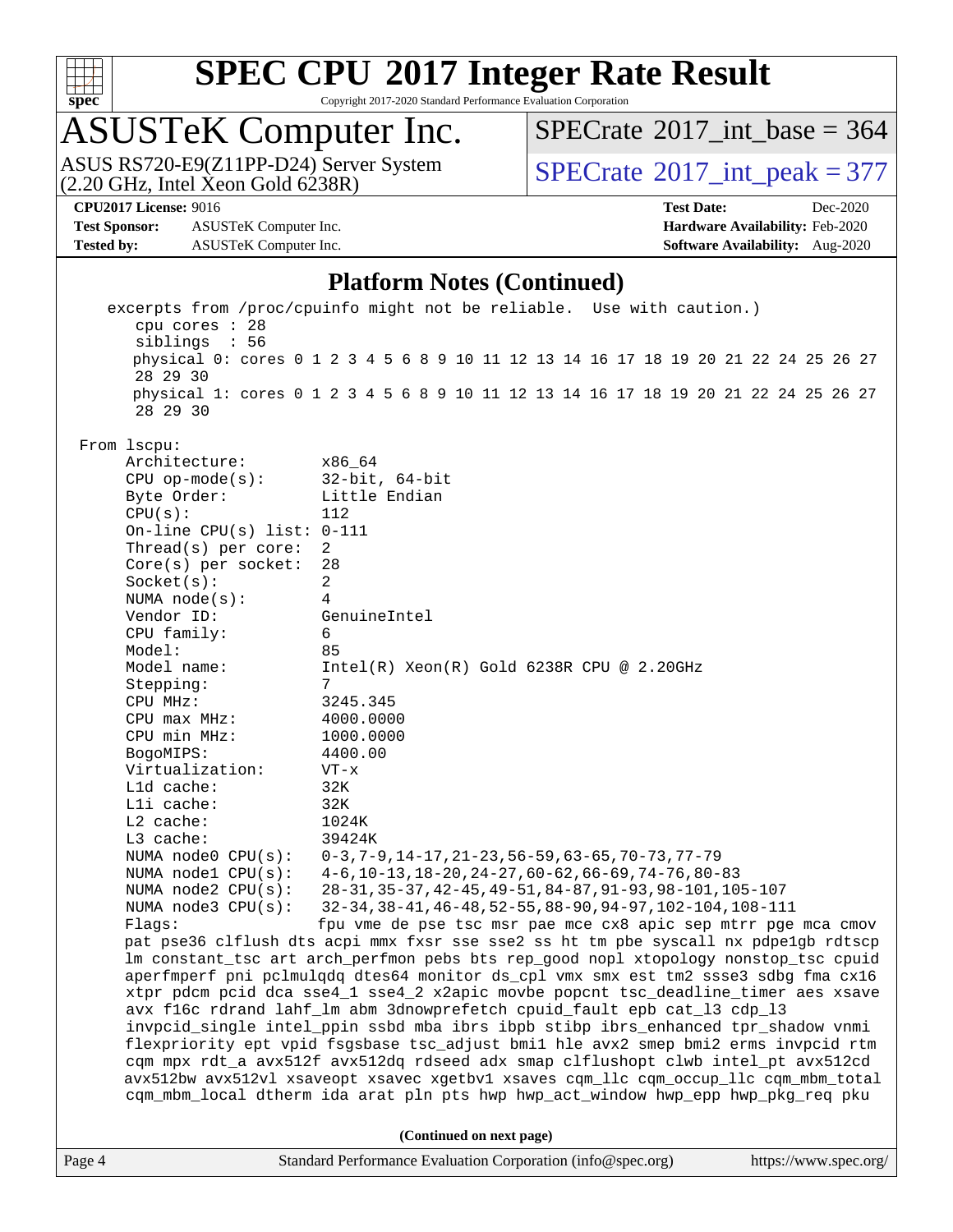## Platform Notes (Continued)

```
    excerpts from /proc/cpuinfo might not be reliable.  Use with caution.)
       cpu cores : 28
       siblings  : 56
       physical 0: cores 0 1 2 3 4 5 6 8 9 10 11 12 13 14 16 17 18 19 20 21 22 24 25 26 27
       28 29 30
       physical 1: cores 0 1 2 3 4 5 6 8 9 10 11 12 13 14 16 17 18 19 20 21 22 24 25 26 27
       28 29 30

 From lscpu:
      Architecture:          x86_64
      CPU op-mode(s):        32-bit, 64-bit
      Byte Order:            Little Endian
      CPU(s):                112
      On-line CPU(s) list: 0-111
      Thread(s) per core:    2
      Core(s) per socket:    28
      Socket(s):             2
      NUMA node(s):          4
      Vendor ID:             GenuineIntel
      CPU family:            6
      Model:                 85
      Model name:            Intel(R) Xeon(R) Gold 6238R CPU @ 2.20GHz
      Stepping:              7
      CPU MHz:               3245.345
      CPU max MHz:           4000.0000
      CPU min MHz:           1000.0000
      BogoMIPS:              4400.00
      Virtualization:        VT-x
      L1d cache:             32K
      L1i cache:             32K
      L2 cache:              1024K
      L3 cache:              39424K
      NUMA node0 CPU(s):     0-3,7-9,14-17,21-23,56-59,63-65,70-73,77-79
      NUMA node1 CPU(s):     4-6,10-13,18-20,24-27,60-62,66-69,74-76,80-83
      NUMA node2 CPU(s):     28-31,35-37,42-45,49-51,84-87,91-93,98-101,105-107
      NUMA node3 CPU(s):     32-34,38-41,46-48,52-55,88-90,94-97,102-104,108-111
      Flags:                 fpu vme de pse tsc msr pae mce cx8 apic sep mtrr pge mca cmov
      pat pse36 clflush dts acpi mmx fxsr sse sse2 ss ht tm pbe syscall nx pdpe1gb rdtscp
      lm constant_tsc art arch_perfmon pebs bts rep_good nopl xtopology nonstop_tsc cpuid
      aperfmperf pni pclmulqdq dtes64 monitor ds_cpl vmx smx est tm2 ssse3 sdbg fma cx16
      xtpr pdcm pcid dca sse4_1 sse4_2 x2apic movbe popcnt tsc_deadline_timer aes xsave
      avx f16c rdrand lahf_lm abm 3dnowprefetch cpuid_fault epb cat_l3 cdp_l3
      invpcid_single intel_ppin ssbd mba ibrs ibpb stibp ibrs_enhanced tpr_shadow vnmi
      flexpriority ept vpid fsgsbase tsc_adjust bmi1 hle avx2 smep bmi2 erms invpcid rtm
      cqm mpx rdt_a avx512f avx512dq rdseed adx smap clflushopt clwb intel_pt avx512cd
      avx512bw avx512vl xsaveopt xsavec xgetbv1 xsaves cqm_llc cqm_occup_llc cqm_mbm_total
      cqm_mbm_local dtherm ida arat pln pts hwp hwp_act_window hwp_epp hwp_pkg_req pku
```

**(Continued on next page)**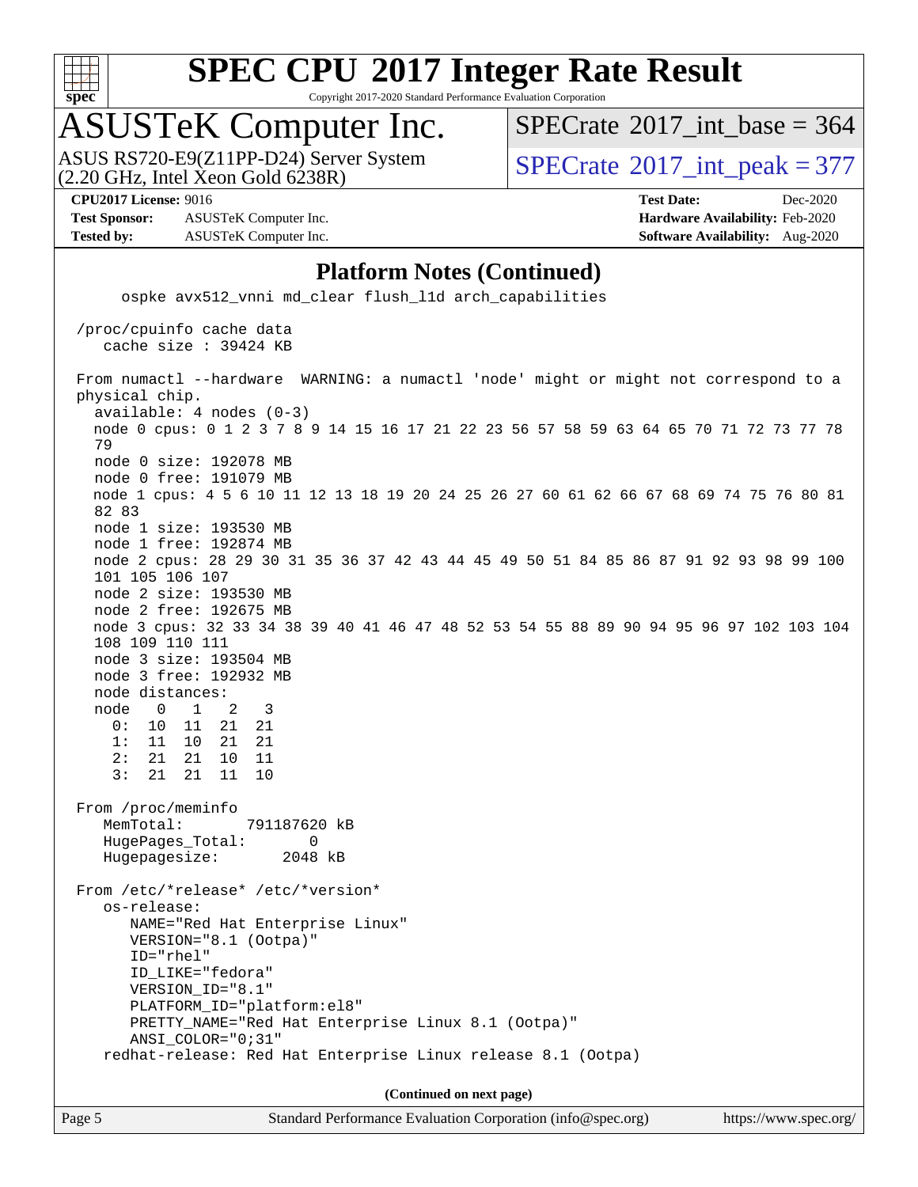# SPEC CPU 2017 Integer Rate Result

Copyright 2017-2020 Standard Performance Evaluation Corporation

## ASUSTeK Computer Inc.

ASUS RS720-E9(Z11PP-D24) Server System (2.20 GHz, Intel Xeon Gold 6238R)

SPECrate 2017_int_base = 364

SPECrate 2017_int_peak = 377

**CPU2017 License:** 9016
**Test Sponsor:** ASUSTeK Computer Inc.
**Tested by:** ASUSTeK Computer Inc.

**Test Date:** Dec-2020
**Hardware Availability:** Feb-2020
**Software Availability:** Aug-2020

### Platform Notes (Continued)

```
      ospke avx512_vnni md_clear flush_l1d arch_capabilities

 /proc/cpuinfo cache data
    cache size : 39424 KB

 From numactl --hardware  WARNING: a numactl 'node' might or might not correspond to a
 physical chip.
   available: 4 nodes (0-3)
   node 0 cpus: 0 1 2 3 7 8 9 14 15 16 17 21 22 23 56 57 58 59 63 64 65 70 71 72 73 77 78
   79
   node 0 size: 192078 MB
   node 0 free: 191079 MB
   node 1 cpus: 4 5 6 10 11 12 13 18 19 20 24 25 26 27 60 61 62 66 67 68 69 74 75 76 80 81
   82 83
   node 1 size: 193530 MB
   node 1 free: 192874 MB
   node 2 cpus: 28 29 30 31 35 36 37 42 43 44 45 49 50 51 84 85 86 87 91 92 93 98 99 100
   101 105 106 107
   node 2 size: 193530 MB
   node 2 free: 192675 MB
   node 3 cpus: 32 33 34 38 39 40 41 46 47 48 52 53 54 55 88 89 90 94 95 96 97 102 103 104
   108 109 110 111
   node 3 size: 193504 MB
   node 3 free: 192932 MB
   node distances:
   node   0   1   2   3
     0:  10  11  21  21
     1:  11  10  21  21
     2:  21  21  10  11
     3:  21  21  11  10

 From /proc/meminfo
    MemTotal:       791187620 kB
    HugePages_Total:       0
    Hugepagesize:       2048 kB

 From /etc/*release* /etc/*version*
    os-release:
       NAME="Red Hat Enterprise Linux"
       VERSION="8.1 (Ootpa)"
       ID="rhel"
       ID_LIKE="fedora"
       VERSION_ID="8.1"
       PLATFORM_ID="platform:el8"
       PRETTY_NAME="Red Hat Enterprise Linux 8.1 (Ootpa)"
       ANSI_COLOR="0;31"
    redhat-release: Red Hat Enterprise Linux release 8.1 (Ootpa)
```

**(Continued on next page)**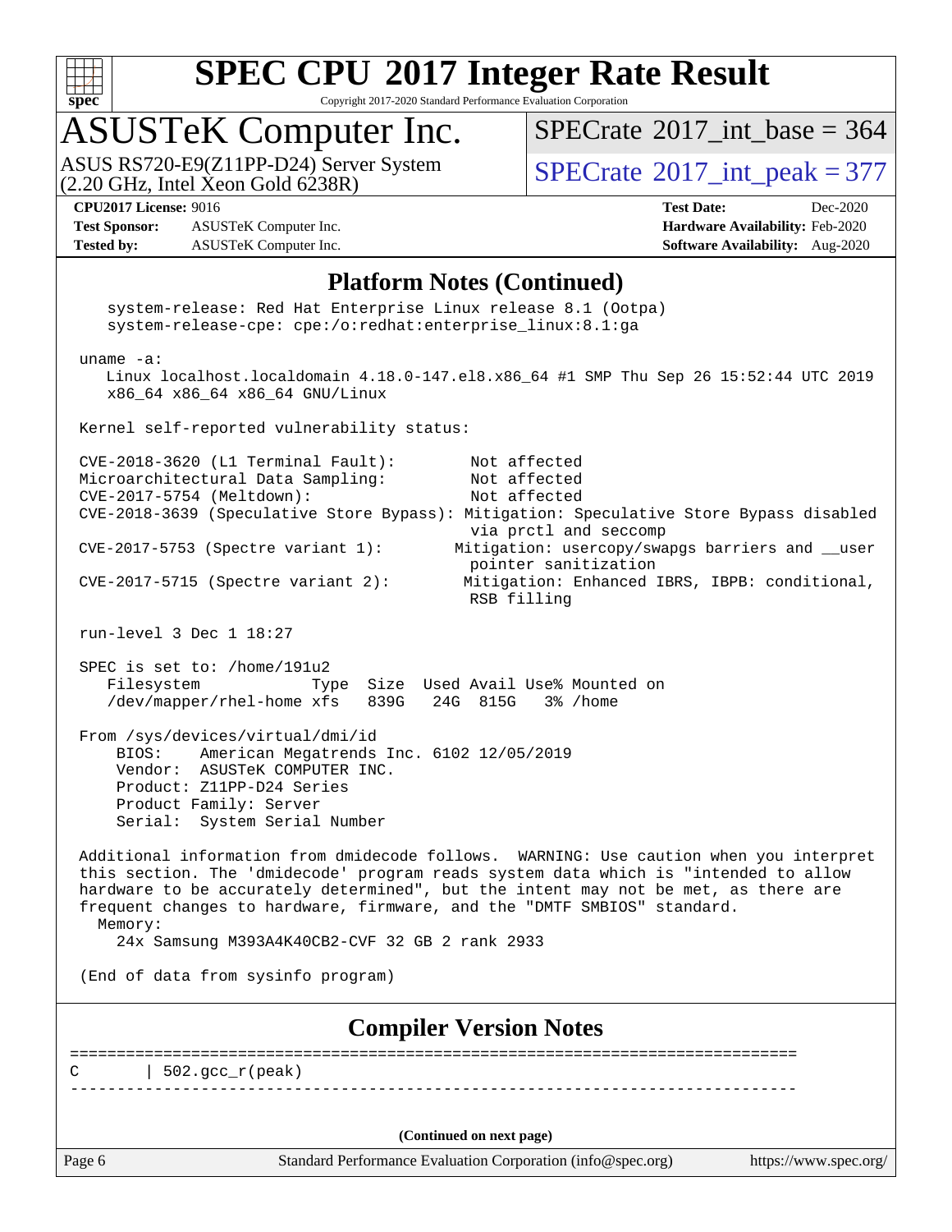## Platform Notes (Continued)

```
    system-release: Red Hat Enterprise Linux release 8.1 (Ootpa)
    system-release-cpe: cpe:/o:redhat:enterprise_linux:8.1:ga

 uname -a:
    Linux localhost.localdomain 4.18.0-147.el8.x86_64 #1 SMP Thu Sep 26 15:52:44 UTC 2019
    x86_64 x86_64 x86_64 GNU/Linux

 Kernel self-reported vulnerability status:

 CVE-2018-3620 (L1 Terminal Fault):        Not affected
 Microarchitectural Data Sampling:         Not affected
 CVE-2017-5754 (Meltdown):                 Not affected
 CVE-2018-3639 (Speculative Store Bypass): Mitigation: Speculative Store Bypass disabled
                                           via prctl and seccomp
 CVE-2017-5753 (Spectre variant 1):       Mitigation: usercopy/swapgs barriers and __user
                                           pointer sanitization
 CVE-2017-5715 (Spectre variant 2):        Mitigation: Enhanced IBRS, IBPB: conditional,
                                           RSB filling

 run-level 3 Dec 1 18:27

 SPEC is set to: /home/191u2
    Filesystem            Type  Size  Used Avail Use% Mounted on
    /dev/mapper/rhel-home xfs   839G   24G  815G   3% /home

 From /sys/devices/virtual/dmi/id
     BIOS:    American Megatrends Inc. 6102 12/05/2019
     Vendor:  ASUSTeK COMPUTER INC.
     Product: Z11PP-D24 Series
     Product Family: Server
     Serial:  System Serial Number

 Additional information from dmidecode follows.  WARNING: Use caution when you interpret
 this section. The 'dmidecode' program reads system data which is "intended to allow
 hardware to be accurately determined", but the intent may not be met, as there are
 frequent changes to hardware, firmware, and the "DMTF SMBIOS" standard.
   Memory:
     24x Samsung M393A4K40CB2-CVF 32 GB 2 rank 2933

 (End of data from sysinfo program)
```

## Compiler Version Notes

```
==============================================================================
C       | 502.gcc_r(peak)
------------------------------------------------------------------------------
```

(Continued on next page)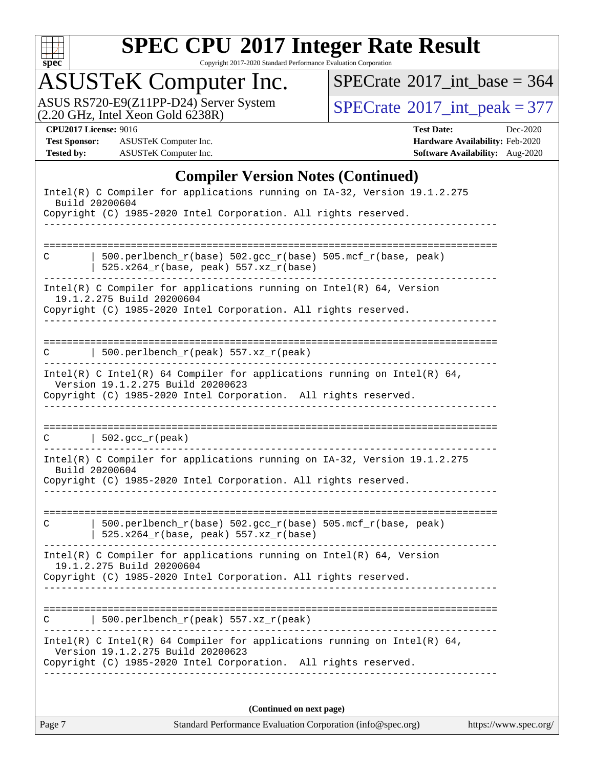# SPEC CPU 2017 Integer Rate Result

Copyright 2017-2020 Standard Performance Evaluation Corporation

## ASUSTeK Computer Inc.

ASUS RS720-E9(Z11PP-D24) Server System
(2.20 GHz, Intel Xeon Gold 6238R)

SPECrate 2017_int_base = 364

SPECrate 2017_int_peak = 377

**CPU2017 License:** 9016
**Test Sponsor:** ASUSTeK Computer Inc.
**Tested by:** ASUSTeK Computer Inc.

**Test Date:** Dec-2020
**Hardware Availability:** Feb-2020
**Software Availability:** Aug-2020

## Compiler Version Notes (Continued)

```
Intel(R) C Compiler for applications running on IA-32, Version 19.1.2.275
  Build 20200604
Copyright (C) 1985-2020 Intel Corporation. All rights reserved.
------------------------------------------------------------------------------

==============================================================================
C       | 500.perlbench_r(base) 502.gcc_r(base) 505.mcf_r(base, peak)
        | 525.x264_r(base, peak) 557.xz_r(base)
------------------------------------------------------------------------------
Intel(R) C Compiler for applications running on Intel(R) 64, Version
  19.1.2.275 Build 20200604
Copyright (C) 1985-2020 Intel Corporation. All rights reserved.
------------------------------------------------------------------------------

==============================================================================
C       | 500.perlbench_r(peak) 557.xz_r(peak)
------------------------------------------------------------------------------
Intel(R) C Intel(R) 64 Compiler for applications running on Intel(R) 64,
  Version 19.1.2.275 Build 20200623
Copyright (C) 1985-2020 Intel Corporation.  All rights reserved.
------------------------------------------------------------------------------

==============================================================================
C       | 502.gcc_r(peak)
------------------------------------------------------------------------------
Intel(R) C Compiler for applications running on IA-32, Version 19.1.2.275
  Build 20200604
Copyright (C) 1985-2020 Intel Corporation. All rights reserved.
------------------------------------------------------------------------------

==============================================================================
C       | 500.perlbench_r(base) 502.gcc_r(base) 505.mcf_r(base, peak)
        | 525.x264_r(base, peak) 557.xz_r(base)
------------------------------------------------------------------------------
Intel(R) C Compiler for applications running on Intel(R) 64, Version
  19.1.2.275 Build 20200604
Copyright (C) 1985-2020 Intel Corporation. All rights reserved.
------------------------------------------------------------------------------

==============================================================================
C       | 500.perlbench_r(peak) 557.xz_r(peak)
------------------------------------------------------------------------------
Intel(R) C Intel(R) 64 Compiler for applications running on Intel(R) 64,
  Version 19.1.2.275 Build 20200623
Copyright (C) 1985-2020 Intel Corporation.  All rights reserved.
------------------------------------------------------------------------------
```

**(Continued on next page)**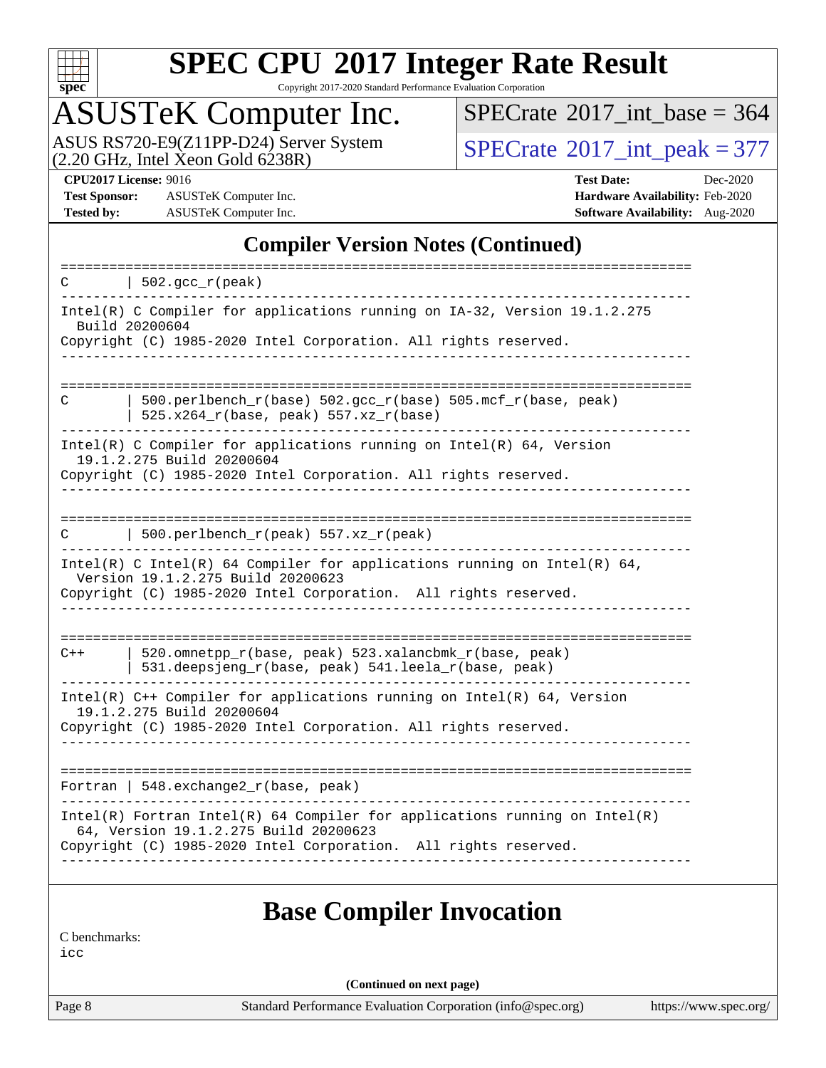## Compiler Version Notes (Continued)

```
==============================================================================
C       | 502.gcc_r(peak)
------------------------------------------------------------------------------
Intel(R) C Compiler for applications running on IA-32, Version 19.1.2.275
  Build 20200604
Copyright (C) 1985-2020 Intel Corporation. All rights reserved.
------------------------------------------------------------------------------

==============================================================================
C       | 500.perlbench_r(base) 502.gcc_r(base) 505.mcf_r(base, peak)
        | 525.x264_r(base, peak) 557.xz_r(base)
------------------------------------------------------------------------------
Intel(R) C Compiler for applications running on Intel(R) 64, Version
  19.1.2.275 Build 20200604
Copyright (C) 1985-2020 Intel Corporation. All rights reserved.
------------------------------------------------------------------------------

==============================================================================
C       | 500.perlbench_r(peak) 557.xz_r(peak)
------------------------------------------------------------------------------
Intel(R) C Intel(R) 64 Compiler for applications running on Intel(R) 64,
  Version 19.1.2.275 Build 20200623
Copyright (C) 1985-2020 Intel Corporation.  All rights reserved.
------------------------------------------------------------------------------

==============================================================================
C++     | 520.omnetpp_r(base, peak) 523.xalancbmk_r(base, peak)
        | 531.deepsjeng_r(base, peak) 541.leela_r(base, peak)
------------------------------------------------------------------------------
Intel(R) C++ Compiler for applications running on Intel(R) 64, Version
  19.1.2.275 Build 20200604
Copyright (C) 1985-2020 Intel Corporation. All rights reserved.
------------------------------------------------------------------------------

==============================================================================
Fortran | 548.exchange2_r(base, peak)
------------------------------------------------------------------------------
Intel(R) Fortran Intel(R) 64 Compiler for applications running on Intel(R)
  64, Version 19.1.2.275 Build 20200623
Copyright (C) 1985-2020 Intel Corporation.  All rights reserved.
------------------------------------------------------------------------------
```

## Base Compiler Invocation

C benchmarks:
icc

(Continued on next page)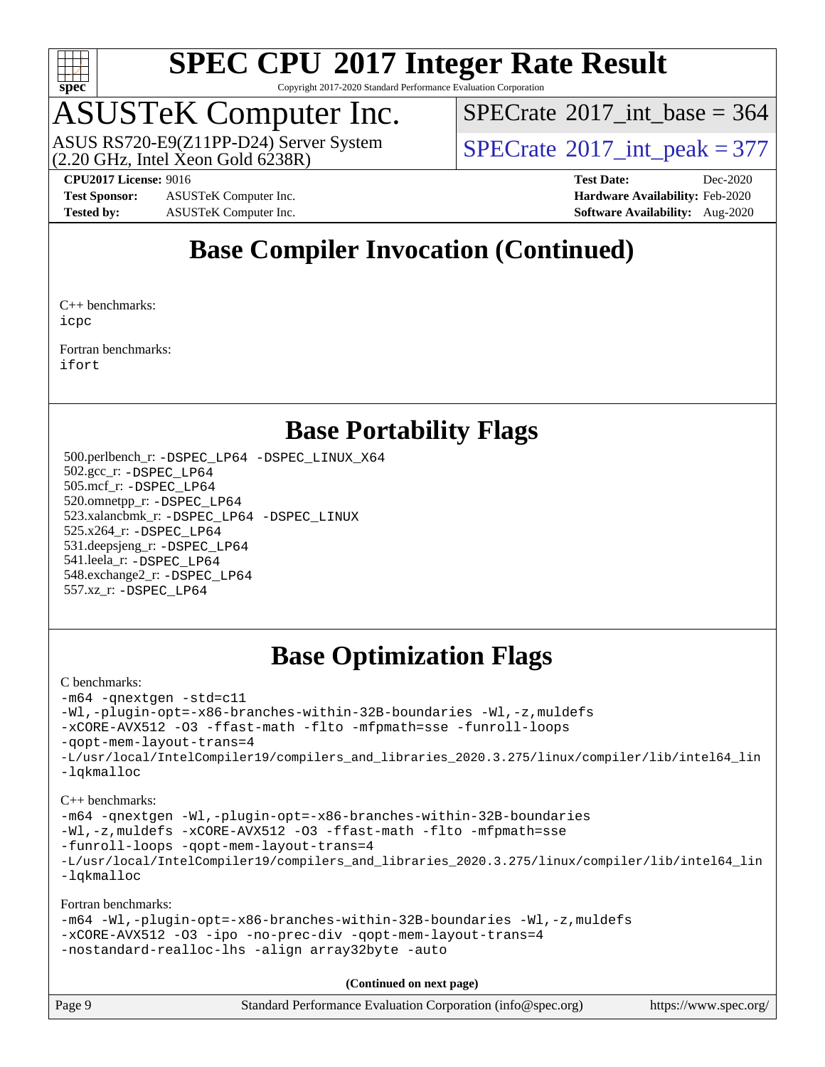# Base Compiler Invocation (Continued)

C++ benchmarks:
`icpc`

Fortran benchmarks:
`ifort`

# Base Portability Flags

500.perlbench_r: -DSPEC_LP64 -DSPEC_LINUX_X64
502.gcc_r: -DSPEC_LP64
505.mcf_r: -DSPEC_LP64
520.omnetpp_r: -DSPEC_LP64
523.xalancbmk_r: -DSPEC_LP64 -DSPEC_LINUX
525.x264_r: -DSPEC_LP64
531.deepsjeng_r: -DSPEC_LP64
541.leela_r: -DSPEC_LP64
548.exchange2_r: -DSPEC_LP64
557.xz_r: -DSPEC_LP64

# Base Optimization Flags

C benchmarks:

```
-m64 -qnextgen -std=c11
-Wl,-plugin-opt=-x86-branches-within-32B-boundaries -Wl,-z,muldefs
-xCORE-AVX512 -O3 -ffast-math -flto -mfpmath=sse -funroll-loops
-qopt-mem-layout-trans=4
-L/usr/local/IntelCompiler19/compilers_and_libraries_2020.3.275/linux/compiler/lib/intel64_lin
-lqkmalloc
```

C++ benchmarks:

```
-m64 -qnextgen -Wl,-plugin-opt=-x86-branches-within-32B-boundaries
-Wl,-z,muldefs -xCORE-AVX512 -O3 -ffast-math -flto -mfpmath=sse
-funroll-loops -qopt-mem-layout-trans=4
-L/usr/local/IntelCompiler19/compilers_and_libraries_2020.3.275/linux/compiler/lib/intel64_lin
-lqkmalloc
```

Fortran benchmarks:

```
-m64 -Wl,-plugin-opt=-x86-branches-within-32B-boundaries -Wl,-z,muldefs
-xCORE-AVX512 -O3 -ipo -no-prec-div -qopt-mem-layout-trans=4
-nostandard-realloc-lhs -align array32byte -auto
```

**(Continued on next page)**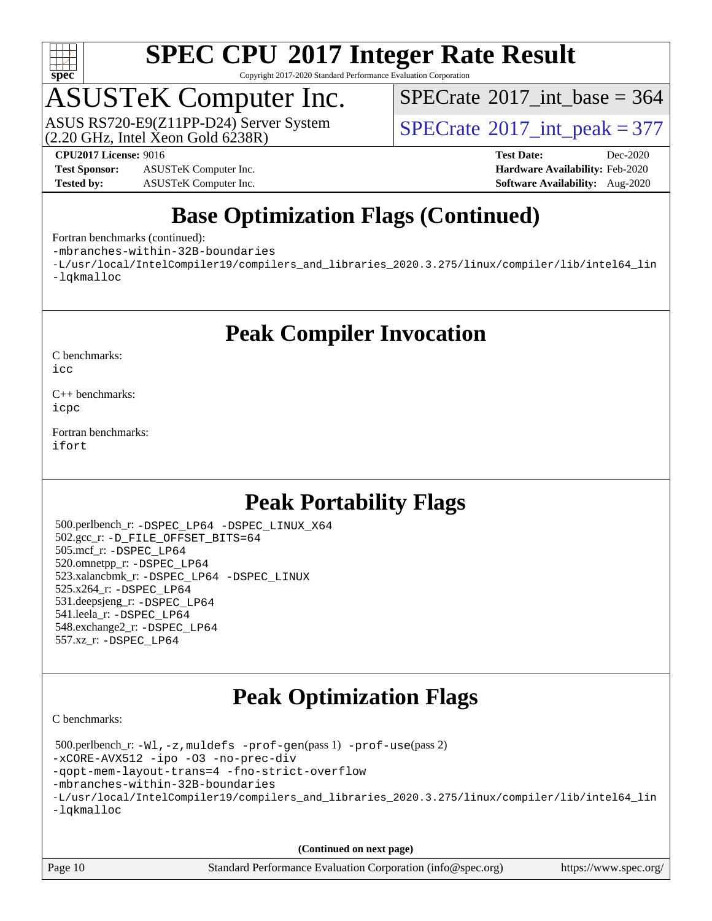# SPEC CPU 2017 Integer Rate Result

Copyright 2017-2020 Standard Performance Evaluation Corporation

## ASUSTeK Computer Inc.

ASUS RS720-E9(Z11PP-D24) Server System (2.20 GHz, Intel Xeon Gold 6238R)

SPECrate 2017_int_base = 364

SPECrate 2017_int_peak = 377

**CPU2017 License:** 9016
**Test Sponsor:** ASUSTeK Computer Inc.
**Tested by:** ASUSTeK Computer Inc.
**Test Date:** Dec-2020
**Hardware Availability:** Feb-2020
**Software Availability:** Aug-2020

## Base Optimization Flags (Continued)

Fortran benchmarks (continued):

```
-mbranches-within-32B-boundaries
-L/usr/local/IntelCompiler19/compilers_and_libraries_2020.3.275/linux/compiler/lib/intel64_lin
-lqkmalloc
```

## Peak Compiler Invocation

C benchmarks:
`icc`

C++ benchmarks:
`icpc`

Fortran benchmarks:
`ifort`

## Peak Portability Flags

500.perlbench_r: `-DSPEC_LP64 -DSPEC_LINUX_X64`
502.gcc_r: `-D_FILE_OFFSET_BITS=64`
505.mcf_r: `-DSPEC_LP64`
520.omnetpp_r: `-DSPEC_LP64`
523.xalancbmk_r: `-DSPEC_LP64 -DSPEC_LINUX`
525.x264_r: `-DSPEC_LP64`
531.deepsjeng_r: `-DSPEC_LP64`
541.leela_r: `-DSPEC_LP64`
548.exchange2_r: `-DSPEC_LP64`
557.xz_r: `-DSPEC_LP64`

## Peak Optimization Flags

C benchmarks:

500.perlbench_r: `-Wl,-z,muldefs -prof-gen`(pass 1) `-prof-use`(pass 2)

```
-xCORE-AVX512 -ipo -O3 -no-prec-div
-qopt-mem-layout-trans=4 -fno-strict-overflow
-mbranches-within-32B-boundaries
-L/usr/local/IntelCompiler19/compilers_and_libraries_2020.3.275/linux/compiler/lib/intel64_lin
-lqkmalloc
```

**(Continued on next page)**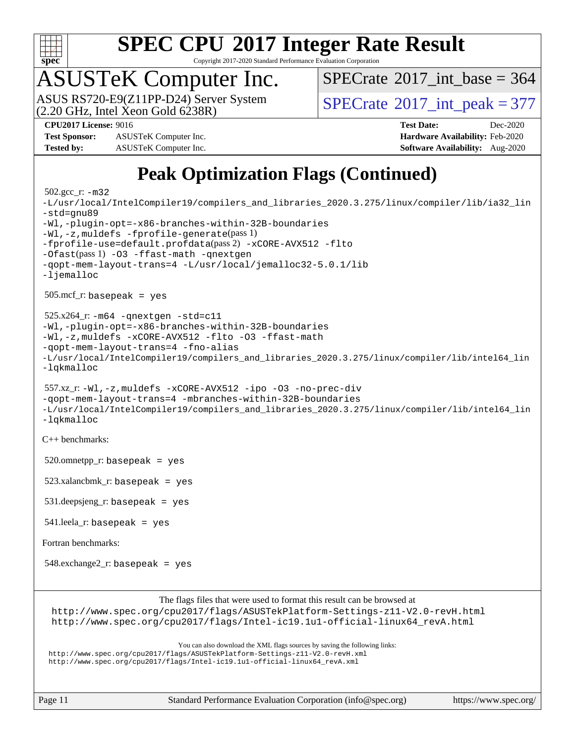# SPEC CPU 2017 Integer Rate Result

Copyright 2017-2020 Standard Performance Evaluation Corporation

## ASUSTeK Computer Inc.

ASUS RS720-E9(Z11PP-D24) Server System (2.20 GHz, Intel Xeon Gold 6238R)

SPECrate 2017_int_base = 364

SPECrate 2017_int_peak = 377

**CPU2017 License:** 9016
**Test Sponsor:** ASUSTeK Computer Inc.
**Tested by:** ASUSTeK Computer Inc.

**Test Date:** Dec-2020
**Hardware Availability:** Feb-2020
**Software Availability:** Aug-2020

# Peak Optimization Flags (Continued)

502.gcc_r: `-m32 -L/usr/local/IntelCompiler19/compilers_and_libraries_2020.3.275/linux/compiler/lib/ia32_lin -std=gnu89 -Wl,-plugin-opt=-x86-branches-within-32B-boundaries -Wl,-z,muldefs -fprofile-generate`(pass 1) `-fprofile-use=default.profdata`(pass 2) `-xCORE-AVX512 -flto -Ofast`(pass 1) `-O3 -ffast-math -qnextgen -qopt-mem-layout-trans=4 -L/usr/local/jemalloc32-5.0.1/lib -ljemalloc`

505.mcf_r: `basepeak = yes`

525.x264_r: `-m64 -qnextgen -std=c11 -Wl,-plugin-opt=-x86-branches-within-32B-boundaries -Wl,-z,muldefs -xCORE-AVX512 -flto -O3 -ffast-math -qopt-mem-layout-trans=4 -fno-alias -L/usr/local/IntelCompiler19/compilers_and_libraries_2020.3.275/linux/compiler/lib/intel64_lin -lqkmalloc`

557.xz_r: `-Wl,-z,muldefs -xCORE-AVX512 -ipo -O3 -no-prec-div -qopt-mem-layout-trans=4 -mbranches-within-32B-boundaries -L/usr/local/IntelCompiler19/compilers_and_libraries_2020.3.275/linux/compiler/lib/intel64_lin -lqkmalloc`

C++ benchmarks:

520.omnetpp_r: `basepeak = yes`

523.xalancbmk_r: `basepeak = yes`

531.deepsjeng_r: `basepeak = yes`

541.leela_r: `basepeak = yes`

Fortran benchmarks:

548.exchange2_r: `basepeak = yes`

The flags files that were used to format this result can be browsed at
http://www.spec.org/cpu2017/flags/ASUSTekPlatform-Settings-z11-V2.0-revH.html
http://www.spec.org/cpu2017/flags/Intel-ic19.1u1-official-linux64_revA.html

You can also download the XML flags sources by saving the following links:
http://www.spec.org/cpu2017/flags/ASUSTekPlatform-Settings-z11-V2.0-revH.xml
http://www.spec.org/cpu2017/flags/Intel-ic19.1u1-official-linux64_revA.xml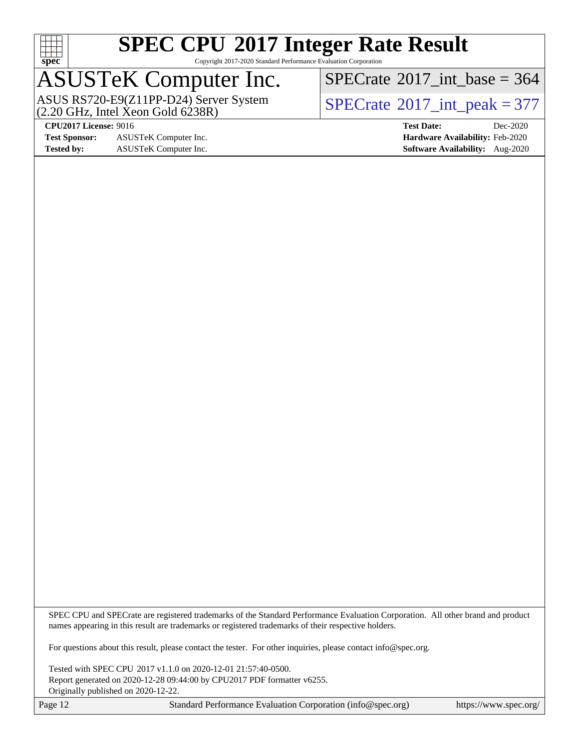SPEC CPU and SPECrate are registered trademarks of the Standard Performance Evaluation Corporation. All other brand and product names appearing in this result are trademarks or registered trademarks of their respective holders.

For questions about this result, please contact the tester. For other inquiries, please contact info@spec.org.

Tested with SPEC CPU 2017 v1.1.0 on 2020-12-01 21:57:40-0500.
Report generated on 2020-12-28 09:44:00 by CPU2017 PDF formatter v6255.
Originally published on 2020-12-22.